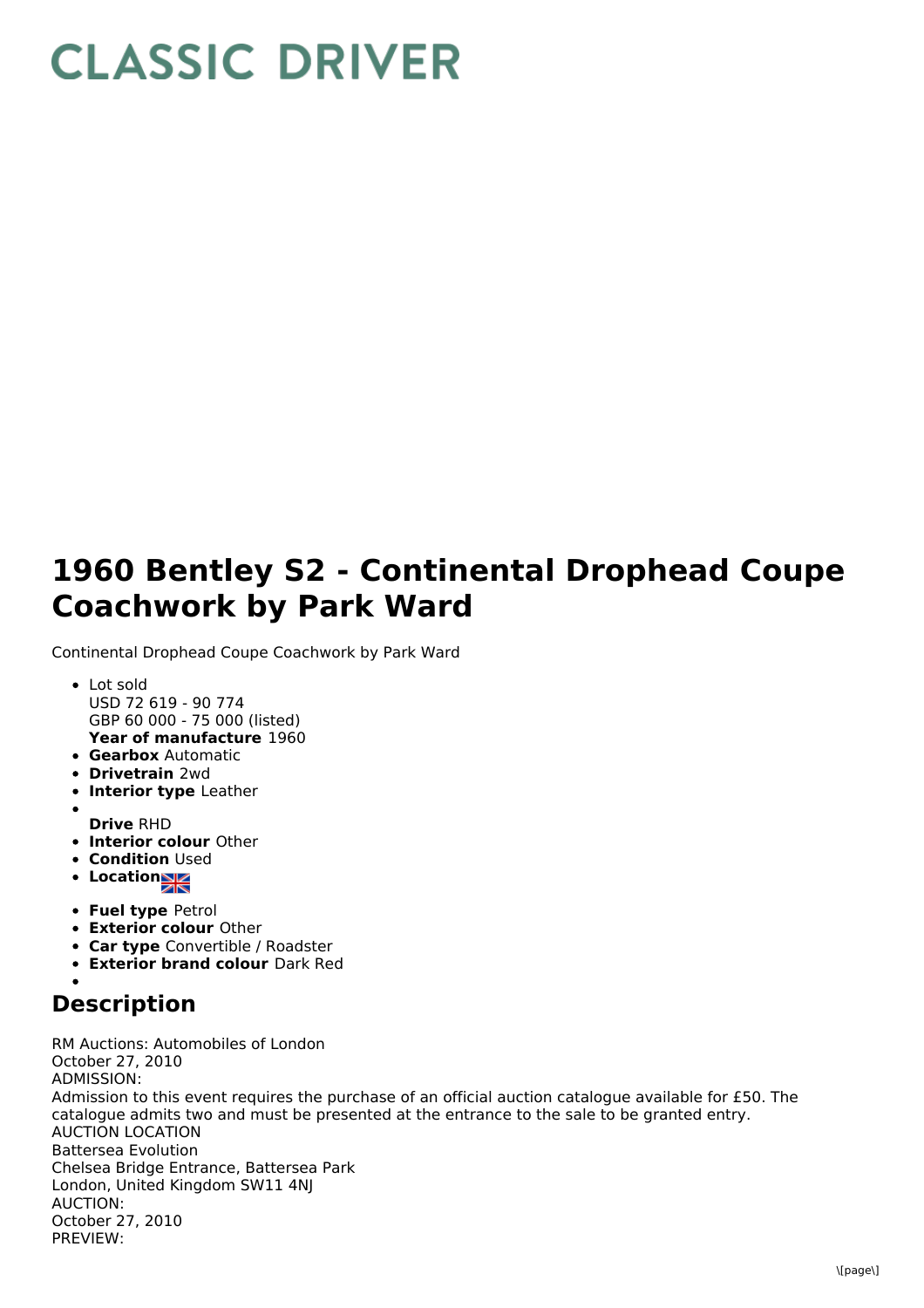# CLASSIC DRIVER

# 1960 Bentley S2 - Continental Drophead Coupe Coachwork by Park Ward

Continental Drophead Coupe Coachwork by Park Ward

- Lot sold
  USD 72 619 - 90 774
  GBP 60 000 - 75 000 (listed)
  **Year of manufacture** 1960
- **Gearbox** Automatic
- **Drivetrain** 2wd
- **Interior type** Leather
- 
  **Drive** RHD
- **Interior colour** Other
- **Condition** Used
- **Location**
- **Fuel type** Petrol
- **Exterior colour** Other
- **Car type** Convertible / Roadster
- **Exterior brand colour** Dark Red
- 

## Description

RM Auctions: Automobiles of London
October 27, 2010
ADMISSION:
Admission to this event requires the purchase of an official auction catalogue available for £50. The catalogue admits two and must be presented at the entrance to the sale to be granted entry.
AUCTION LOCATION
Battersea Evolution
Chelsea Bridge Entrance, Battersea Park
London, United Kingdom SW11 4NJ
AUCTION:
October 27, 2010
PREVIEW: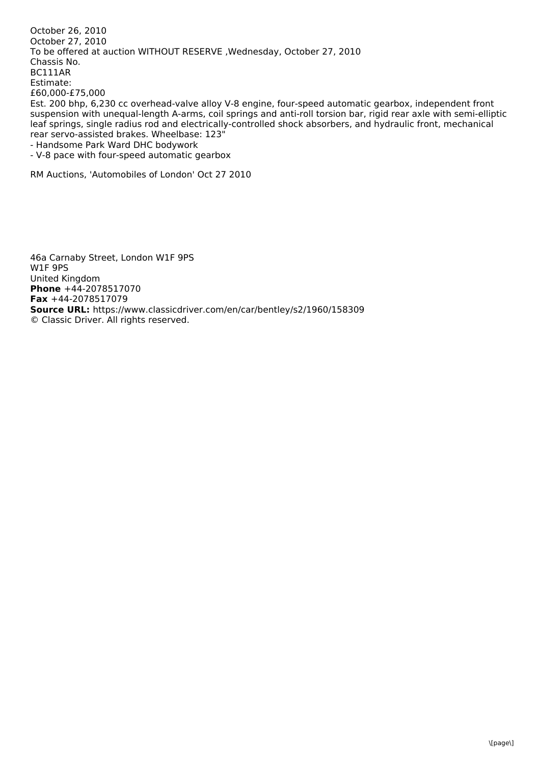October 26, 2010
October 27, 2010
To be offered at auction WITHOUT RESERVE ,Wednesday, October 27, 2010
Chassis No.
BC111AR
Estimate:
£60,000-£75,000
Est. 200 bhp, 6,230 cc overhead-valve alloy V-8 engine, four-speed automatic gearbox, independent front suspension with unequal-length A-arms, coil springs and anti-roll torsion bar, rigid rear axle with semi-elliptic leaf springs, single radius rod and electrically-controlled shock absorbers, and hydraulic front, mechanical rear servo-assisted brakes. Wheelbase: 123"
- Handsome Park Ward DHC bodywork
- V-8 pace with four-speed automatic gearbox

RM Auctions, 'Automobiles of London' Oct 27 2010

46a Carnaby Street, London W1F 9PS
W1F 9PS
United Kingdom
**Phone** +44-2078517070
**Fax** +44-2078517079
**Source URL:** https://www.classicdriver.com/en/car/bentley/s2/1960/158309
© Classic Driver. All rights reserved.